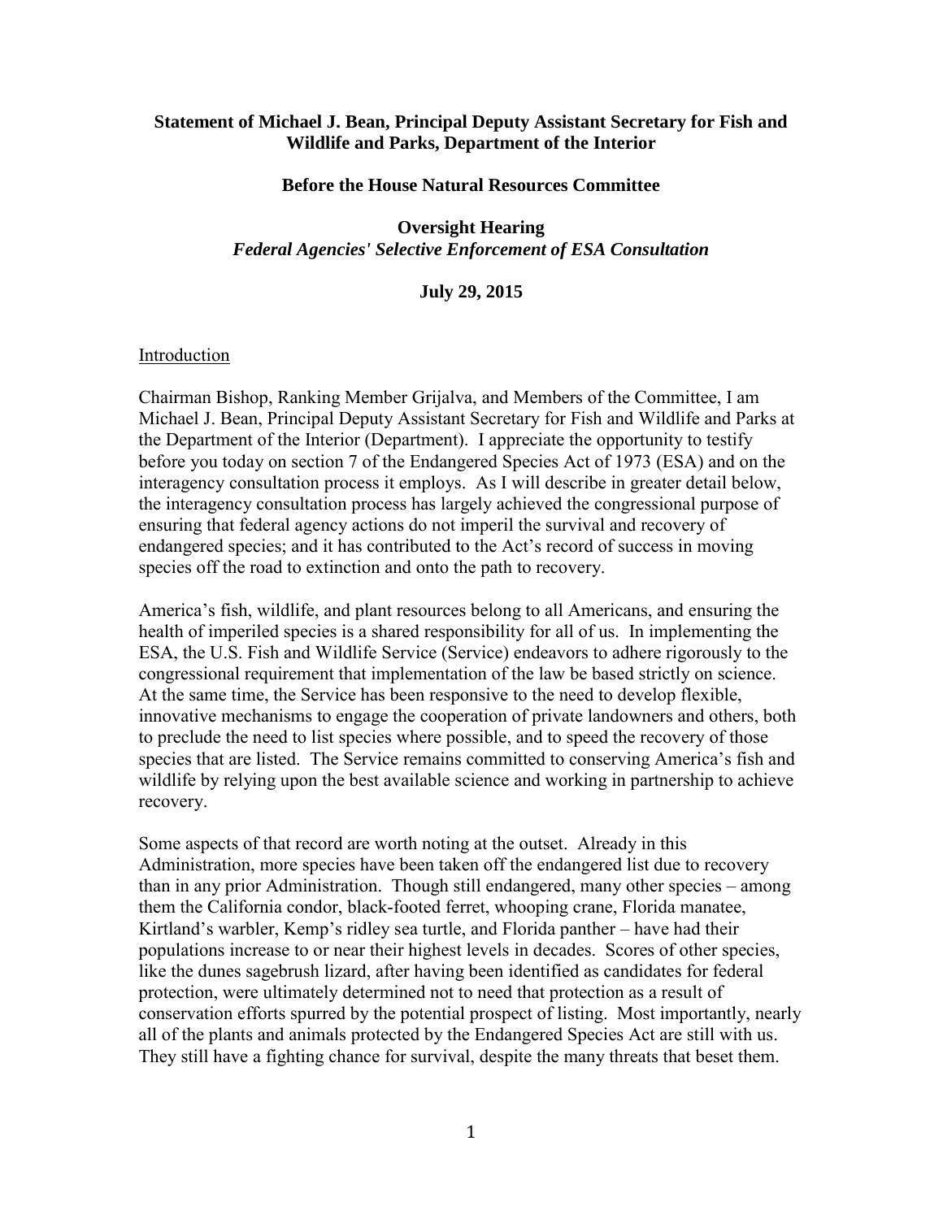**Statement of Michael J. Bean, Principal Deputy Assistant Secretary for Fish and Wildlife and Parks, Department of the Interior**

**Before the House Natural Resources Committee**

**Oversight Hearing**
***Federal Agencies' Selective Enforcement of ESA Consultation***

**July 29, 2015**

## Introduction

Chairman Bishop, Ranking Member Grijalva, and Members of the Committee, I am Michael J. Bean, Principal Deputy Assistant Secretary for Fish and Wildlife and Parks at the Department of the Interior (Department). I appreciate the opportunity to testify before you today on section 7 of the Endangered Species Act of 1973 (ESA) and on the interagency consultation process it employs. As I will describe in greater detail below, the interagency consultation process has largely achieved the congressional purpose of ensuring that federal agency actions do not imperil the survival and recovery of endangered species; and it has contributed to the Act's record of success in moving species off the road to extinction and onto the path to recovery.

America's fish, wildlife, and plant resources belong to all Americans, and ensuring the health of imperiled species is a shared responsibility for all of us. In implementing the ESA, the U.S. Fish and Wildlife Service (Service) endeavors to adhere rigorously to the congressional requirement that implementation of the law be based strictly on science. At the same time, the Service has been responsive to the need to develop flexible, innovative mechanisms to engage the cooperation of private landowners and others, both to preclude the need to list species where possible, and to speed the recovery of those species that are listed. The Service remains committed to conserving America's fish and wildlife by relying upon the best available science and working in partnership to achieve recovery.

Some aspects of that record are worth noting at the outset. Already in this Administration, more species have been taken off the endangered list due to recovery than in any prior Administration. Though still endangered, many other species – among them the California condor, black-footed ferret, whooping crane, Florida manatee, Kirtland's warbler, Kemp's ridley sea turtle, and Florida panther – have had their populations increase to or near their highest levels in decades. Scores of other species, like the dunes sagebrush lizard, after having been identified as candidates for federal protection, were ultimately determined not to need that protection as a result of conservation efforts spurred by the potential prospect of listing. Most importantly, nearly all of the plants and animals protected by the Endangered Species Act are still with us. They still have a fighting chance for survival, despite the many threats that beset them.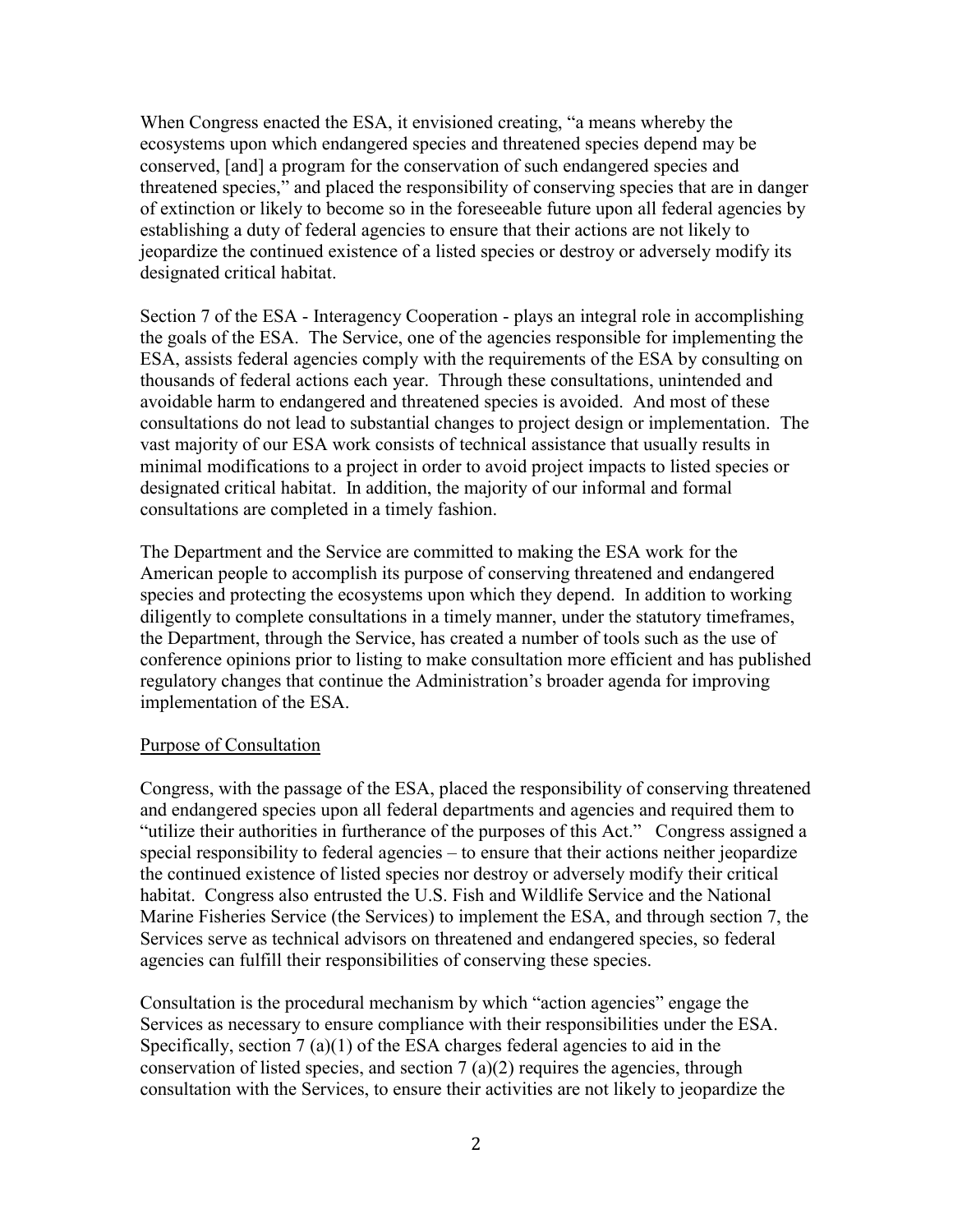When Congress enacted the ESA, it envisioned creating, "a means whereby the ecosystems upon which endangered species and threatened species depend may be conserved, [and] a program for the conservation of such endangered species and threatened species," and placed the responsibility of conserving species that are in danger of extinction or likely to become so in the foreseeable future upon all federal agencies by establishing a duty of federal agencies to ensure that their actions are not likely to jeopardize the continued existence of a listed species or destroy or adversely modify its designated critical habitat.

Section 7 of the ESA - Interagency Cooperation - plays an integral role in accomplishing the goals of the ESA. The Service, one of the agencies responsible for implementing the ESA, assists federal agencies comply with the requirements of the ESA by consulting on thousands of federal actions each year. Through these consultations, unintended and avoidable harm to endangered and threatened species is avoided. And most of these consultations do not lead to substantial changes to project design or implementation. The vast majority of our ESA work consists of technical assistance that usually results in minimal modifications to a project in order to avoid project impacts to listed species or designated critical habitat. In addition, the majority of our informal and formal consultations are completed in a timely fashion.

The Department and the Service are committed to making the ESA work for the American people to accomplish its purpose of conserving threatened and endangered species and protecting the ecosystems upon which they depend. In addition to working diligently to complete consultations in a timely manner, under the statutory timeframes, the Department, through the Service, has created a number of tools such as the use of conference opinions prior to listing to make consultation more efficient and has published regulatory changes that continue the Administration's broader agenda for improving implementation of the ESA.

Purpose of Consultation

Congress, with the passage of the ESA, placed the responsibility of conserving threatened and endangered species upon all federal departments and agencies and required them to "utilize their authorities in furtherance of the purposes of this Act." Congress assigned a special responsibility to federal agencies – to ensure that their actions neither jeopardize the continued existence of listed species nor destroy or adversely modify their critical habitat. Congress also entrusted the U.S. Fish and Wildlife Service and the National Marine Fisheries Service (the Services) to implement the ESA, and through section 7, the Services serve as technical advisors on threatened and endangered species, so federal agencies can fulfill their responsibilities of conserving these species.

Consultation is the procedural mechanism by which "action agencies" engage the Services as necessary to ensure compliance with their responsibilities under the ESA. Specifically, section 7 (a)(1) of the ESA charges federal agencies to aid in the conservation of listed species, and section 7 (a)(2) requires the agencies, through consultation with the Services, to ensure their activities are not likely to jeopardize the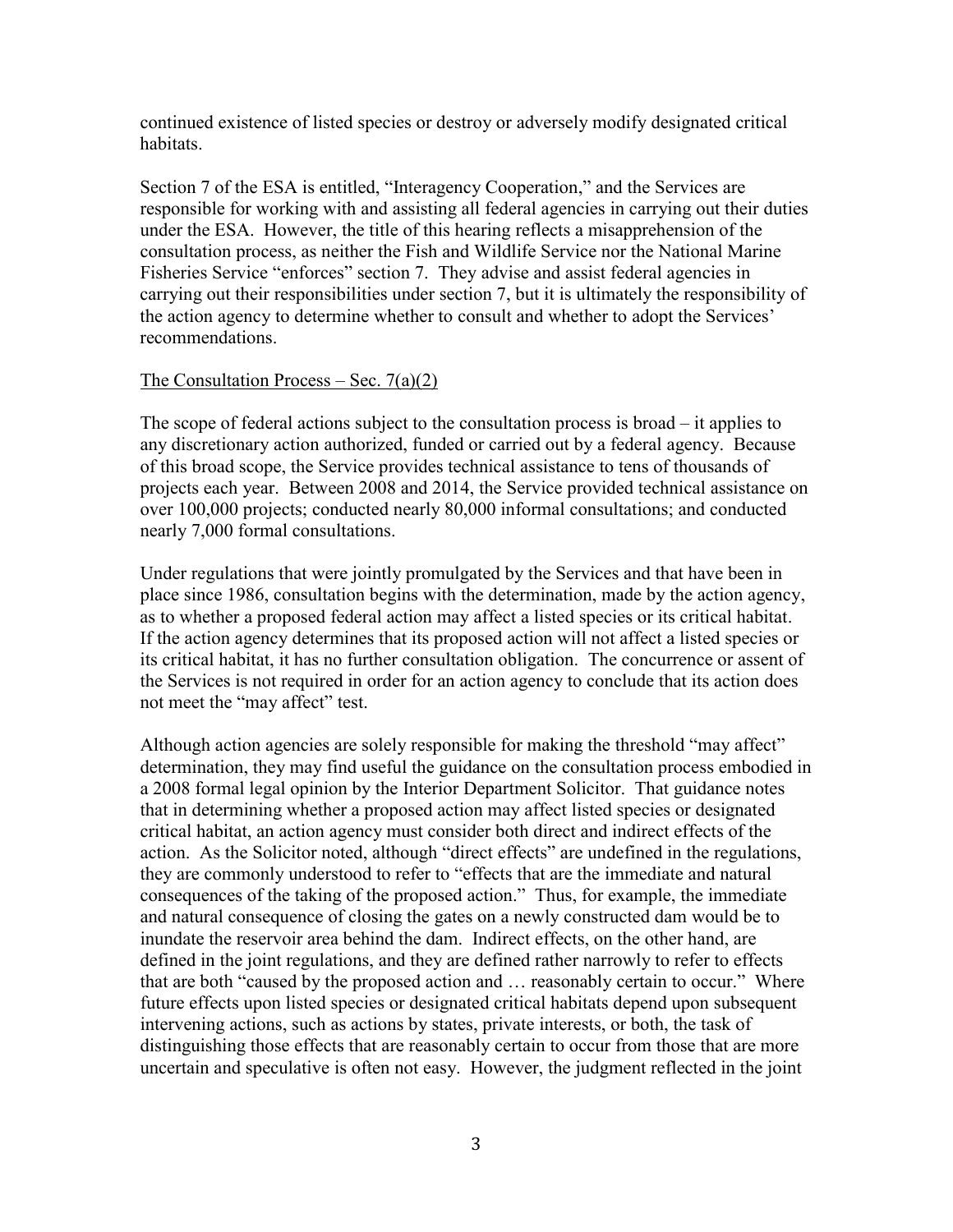continued existence of listed species or destroy or adversely modify designated critical habitats.

Section 7 of the ESA is entitled, "Interagency Cooperation," and the Services are responsible for working with and assisting all federal agencies in carrying out their duties under the ESA. However, the title of this hearing reflects a misapprehension of the consultation process, as neither the Fish and Wildlife Service nor the National Marine Fisheries Service "enforces" section 7. They advise and assist federal agencies in carrying out their responsibilities under section 7, but it is ultimately the responsibility of the action agency to determine whether to consult and whether to adopt the Services' recommendations.

The Consultation Process – Sec. 7(a)(2)

The scope of federal actions subject to the consultation process is broad – it applies to any discretionary action authorized, funded or carried out by a federal agency. Because of this broad scope, the Service provides technical assistance to tens of thousands of projects each year. Between 2008 and 2014, the Service provided technical assistance on over 100,000 projects; conducted nearly 80,000 informal consultations; and conducted nearly 7,000 formal consultations.

Under regulations that were jointly promulgated by the Services and that have been in place since 1986, consultation begins with the determination, made by the action agency, as to whether a proposed federal action may affect a listed species or its critical habitat. If the action agency determines that its proposed action will not affect a listed species or its critical habitat, it has no further consultation obligation. The concurrence or assent of the Services is not required in order for an action agency to conclude that its action does not meet the "may affect" test.

Although action agencies are solely responsible for making the threshold "may affect" determination, they may find useful the guidance on the consultation process embodied in a 2008 formal legal opinion by the Interior Department Solicitor. That guidance notes that in determining whether a proposed action may affect listed species or designated critical habitat, an action agency must consider both direct and indirect effects of the action. As the Solicitor noted, although "direct effects" are undefined in the regulations, they are commonly understood to refer to "effects that are the immediate and natural consequences of the taking of the proposed action." Thus, for example, the immediate and natural consequence of closing the gates on a newly constructed dam would be to inundate the reservoir area behind the dam. Indirect effects, on the other hand, are defined in the joint regulations, and they are defined rather narrowly to refer to effects that are both "caused by the proposed action and … reasonably certain to occur." Where future effects upon listed species or designated critical habitats depend upon subsequent intervening actions, such as actions by states, private interests, or both, the task of distinguishing those effects that are reasonably certain to occur from those that are more uncertain and speculative is often not easy. However, the judgment reflected in the joint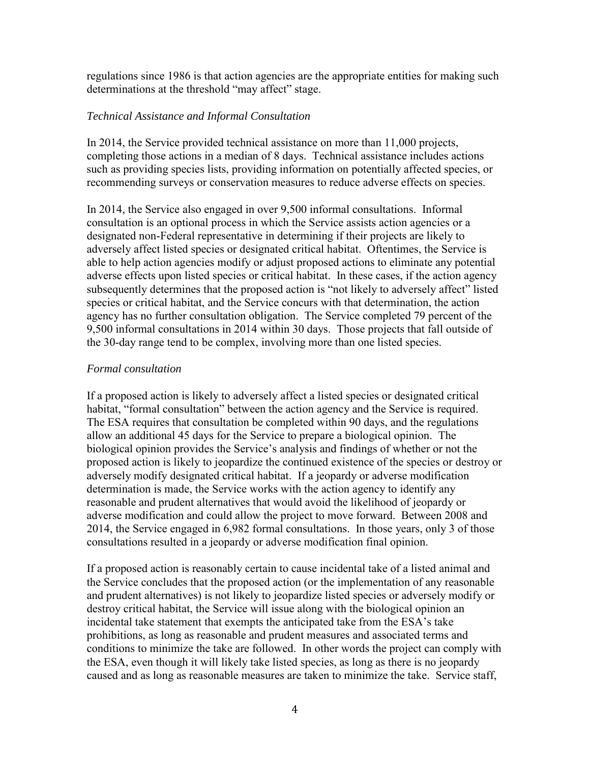regulations since 1986 is that action agencies are the appropriate entities for making such determinations at the threshold "may affect" stage.

*Technical Assistance and Informal Consultation*

In 2014, the Service provided technical assistance on more than 11,000 projects, completing those actions in a median of 8 days. Technical assistance includes actions such as providing species lists, providing information on potentially affected species, or recommending surveys or conservation measures to reduce adverse effects on species.

In 2014, the Service also engaged in over 9,500 informal consultations. Informal consultation is an optional process in which the Service assists action agencies or a designated non-Federal representative in determining if their projects are likely to adversely affect listed species or designated critical habitat. Oftentimes, the Service is able to help action agencies modify or adjust proposed actions to eliminate any potential adverse effects upon listed species or critical habitat. In these cases, if the action agency subsequently determines that the proposed action is "not likely to adversely affect" listed species or critical habitat, and the Service concurs with that determination, the action agency has no further consultation obligation. The Service completed 79 percent of the 9,500 informal consultations in 2014 within 30 days. Those projects that fall outside of the 30-day range tend to be complex, involving more than one listed species.

*Formal consultation*

If a proposed action is likely to adversely affect a listed species or designated critical habitat, "formal consultation" between the action agency and the Service is required. The ESA requires that consultation be completed within 90 days, and the regulations allow an additional 45 days for the Service to prepare a biological opinion. The biological opinion provides the Service's analysis and findings of whether or not the proposed action is likely to jeopardize the continued existence of the species or destroy or adversely modify designated critical habitat. If a jeopardy or adverse modification determination is made, the Service works with the action agency to identify any reasonable and prudent alternatives that would avoid the likelihood of jeopardy or adverse modification and could allow the project to move forward. Between 2008 and 2014, the Service engaged in 6,982 formal consultations. In those years, only 3 of those consultations resulted in a jeopardy or adverse modification final opinion.

If a proposed action is reasonably certain to cause incidental take of a listed animal and the Service concludes that the proposed action (or the implementation of any reasonable and prudent alternatives) is not likely to jeopardize listed species or adversely modify or destroy critical habitat, the Service will issue along with the biological opinion an incidental take statement that exempts the anticipated take from the ESA's take prohibitions, as long as reasonable and prudent measures and associated terms and conditions to minimize the take are followed. In other words the project can comply with the ESA, even though it will likely take listed species, as long as there is no jeopardy caused and as long as reasonable measures are taken to minimize the take. Service staff,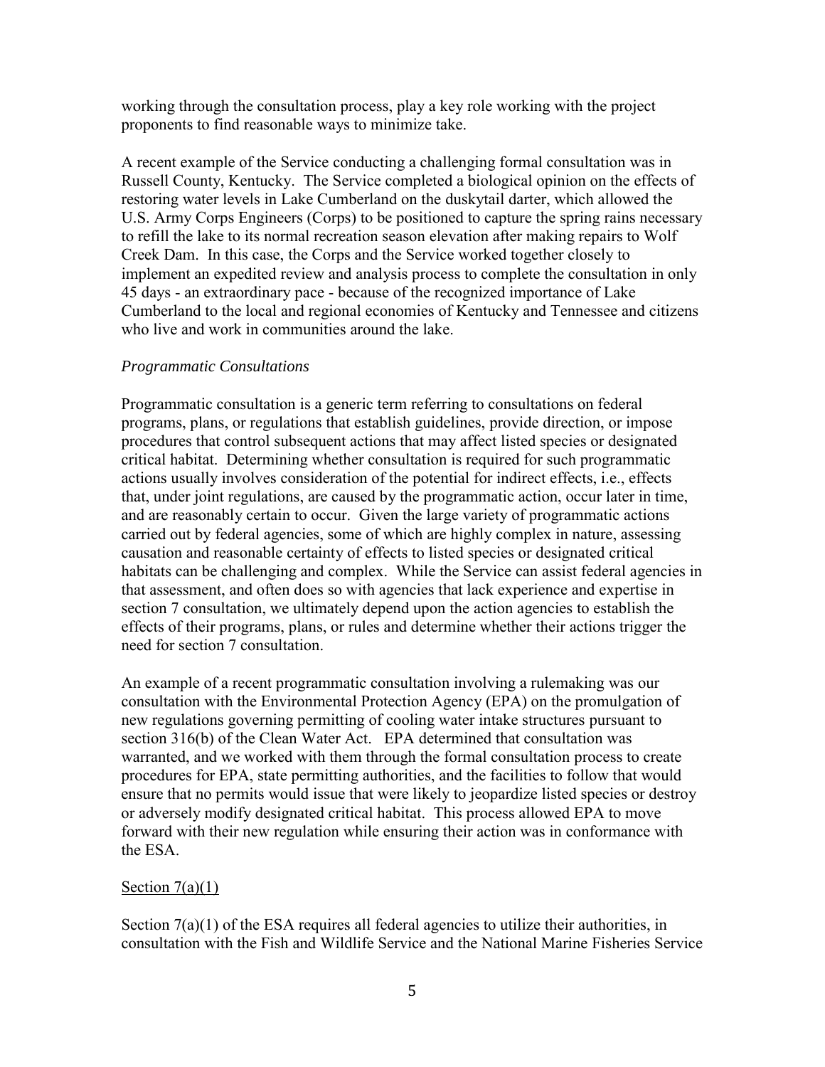working through the consultation process, play a key role working with the project proponents to find reasonable ways to minimize take.

A recent example of the Service conducting a challenging formal consultation was in Russell County, Kentucky. The Service completed a biological opinion on the effects of restoring water levels in Lake Cumberland on the duskytail darter, which allowed the U.S. Army Corps Engineers (Corps) to be positioned to capture the spring rains necessary to refill the lake to its normal recreation season elevation after making repairs to Wolf Creek Dam. In this case, the Corps and the Service worked together closely to implement an expedited review and analysis process to complete the consultation in only 45 days - an extraordinary pace - because of the recognized importance of Lake Cumberland to the local and regional economies of Kentucky and Tennessee and citizens who live and work in communities around the lake.

*Programmatic Consultations*

Programmatic consultation is a generic term referring to consultations on federal programs, plans, or regulations that establish guidelines, provide direction, or impose procedures that control subsequent actions that may affect listed species or designated critical habitat. Determining whether consultation is required for such programmatic actions usually involves consideration of the potential for indirect effects, i.e., effects that, under joint regulations, are caused by the programmatic action, occur later in time, and are reasonably certain to occur. Given the large variety of programmatic actions carried out by federal agencies, some of which are highly complex in nature, assessing causation and reasonable certainty of effects to listed species or designated critical habitats can be challenging and complex. While the Service can assist federal agencies in that assessment, and often does so with agencies that lack experience and expertise in section 7 consultation, we ultimately depend upon the action agencies to establish the effects of their programs, plans, or rules and determine whether their actions trigger the need for section 7 consultation.

An example of a recent programmatic consultation involving a rulemaking was our consultation with the Environmental Protection Agency (EPA) on the promulgation of new regulations governing permitting of cooling water intake structures pursuant to section 316(b) of the Clean Water Act. EPA determined that consultation was warranted, and we worked with them through the formal consultation process to create procedures for EPA, state permitting authorities, and the facilities to follow that would ensure that no permits would issue that were likely to jeopardize listed species or destroy or adversely modify designated critical habitat. This process allowed EPA to move forward with their new regulation while ensuring their action was in conformance with the ESA.

<u>Section 7(a)(1)</u>

Section 7(a)(1) of the ESA requires all federal agencies to utilize their authorities, in consultation with the Fish and Wildlife Service and the National Marine Fisheries Service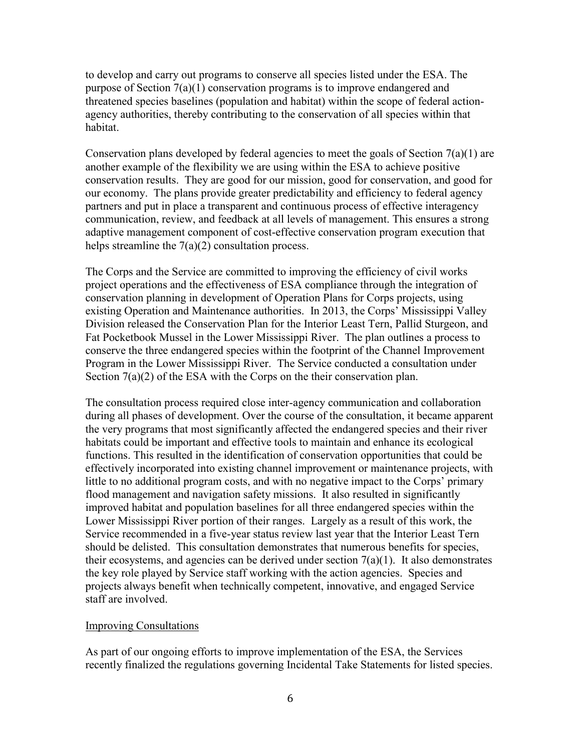to develop and carry out programs to conserve all species listed under the ESA. The purpose of Section 7(a)(1) conservation programs is to improve endangered and threatened species baselines (population and habitat) within the scope of federal action-agency authorities, thereby contributing to the conservation of all species within that habitat.

Conservation plans developed by federal agencies to meet the goals of Section 7(a)(1) are another example of the flexibility we are using within the ESA to achieve positive conservation results. They are good for our mission, good for conservation, and good for our economy. The plans provide greater predictability and efficiency to federal agency partners and put in place a transparent and continuous process of effective interagency communication, review, and feedback at all levels of management. This ensures a strong adaptive management component of cost-effective conservation program execution that helps streamline the 7(a)(2) consultation process.

The Corps and the Service are committed to improving the efficiency of civil works project operations and the effectiveness of ESA compliance through the integration of conservation planning in development of Operation Plans for Corps projects, using existing Operation and Maintenance authorities. In 2013, the Corps' Mississippi Valley Division released the Conservation Plan for the Interior Least Tern, Pallid Sturgeon, and Fat Pocketbook Mussel in the Lower Mississippi River. The plan outlines a process to conserve the three endangered species within the footprint of the Channel Improvement Program in the Lower Mississippi River. The Service conducted a consultation under Section 7(a)(2) of the ESA with the Corps on the their conservation plan.

The consultation process required close inter-agency communication and collaboration during all phases of development. Over the course of the consultation, it became apparent the very programs that most significantly affected the endangered species and their river habitats could be important and effective tools to maintain and enhance its ecological functions. This resulted in the identification of conservation opportunities that could be effectively incorporated into existing channel improvement or maintenance projects, with little to no additional program costs, and with no negative impact to the Corps' primary flood management and navigation safety missions. It also resulted in significantly improved habitat and population baselines for all three endangered species within the Lower Mississippi River portion of their ranges. Largely as a result of this work, the Service recommended in a five-year status review last year that the Interior Least Tern should be delisted. This consultation demonstrates that numerous benefits for species, their ecosystems, and agencies can be derived under section 7(a)(1). It also demonstrates the key role played by Service staff working with the action agencies. Species and projects always benefit when technically competent, innovative, and engaged Service staff are involved.

Improving Consultations

As part of our ongoing efforts to improve implementation of the ESA, the Services recently finalized the regulations governing Incidental Take Statements for listed species.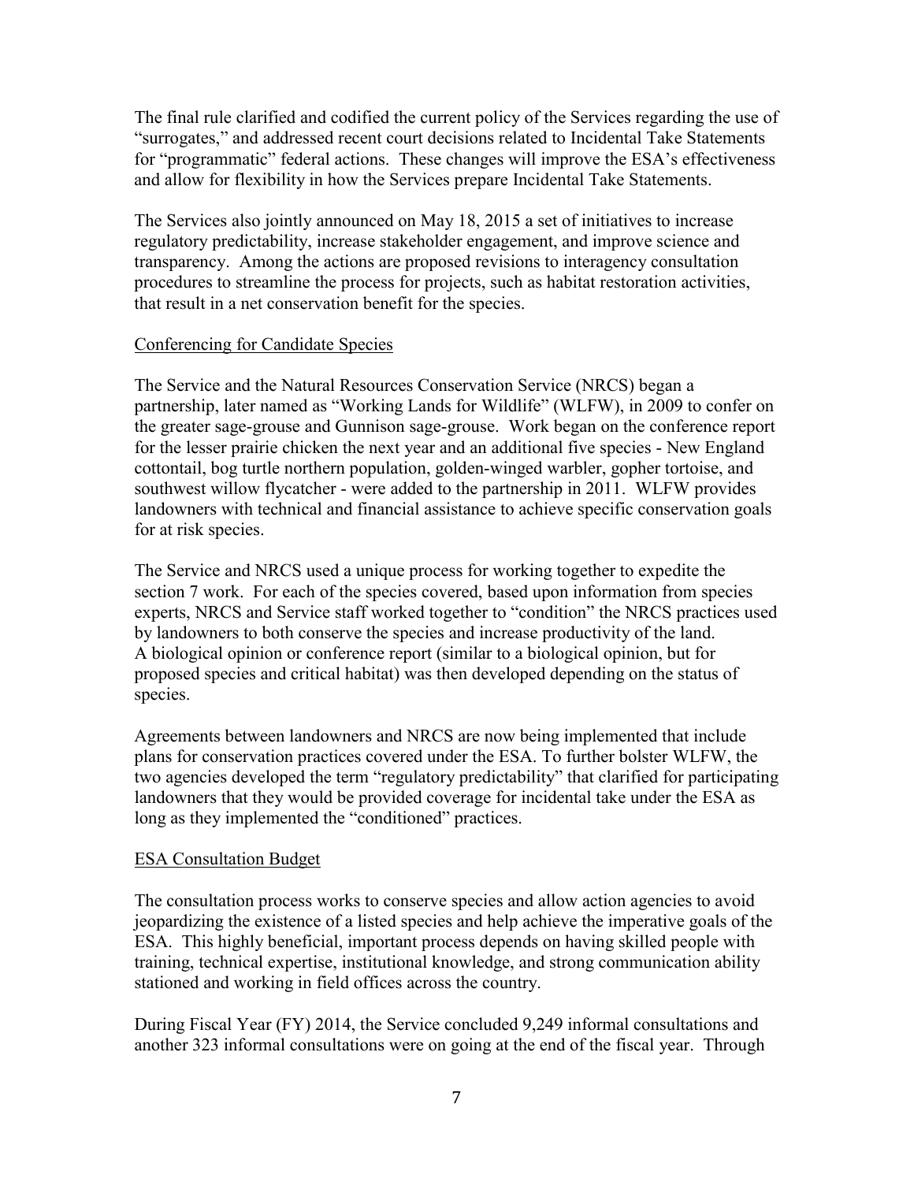The final rule clarified and codified the current policy of the Services regarding the use of "surrogates," and addressed recent court decisions related to Incidental Take Statements for "programmatic" federal actions. These changes will improve the ESA's effectiveness and allow for flexibility in how the Services prepare Incidental Take Statements.

The Services also jointly announced on May 18, 2015 a set of initiatives to increase regulatory predictability, increase stakeholder engagement, and improve science and transparency. Among the actions are proposed revisions to interagency consultation procedures to streamline the process for projects, such as habitat restoration activities, that result in a net conservation benefit for the species.

Conferencing for Candidate Species

The Service and the Natural Resources Conservation Service (NRCS) began a partnership, later named as "Working Lands for Wildlife" (WLFW), in 2009 to confer on the greater sage-grouse and Gunnison sage-grouse. Work began on the conference report for the lesser prairie chicken the next year and an additional five species - New England cottontail, bog turtle northern population, golden-winged warbler, gopher tortoise, and southwest willow flycatcher - were added to the partnership in 2011. WLFW provides landowners with technical and financial assistance to achieve specific conservation goals for at risk species.

The Service and NRCS used a unique process for working together to expedite the section 7 work. For each of the species covered, based upon information from species experts, NRCS and Service staff worked together to "condition" the NRCS practices used by landowners to both conserve the species and increase productivity of the land. A biological opinion or conference report (similar to a biological opinion, but for proposed species and critical habitat) was then developed depending on the status of species.

Agreements between landowners and NRCS are now being implemented that include plans for conservation practices covered under the ESA. To further bolster WLFW, the two agencies developed the term "regulatory predictability" that clarified for participating landowners that they would be provided coverage for incidental take under the ESA as long as they implemented the "conditioned" practices.

ESA Consultation Budget

The consultation process works to conserve species and allow action agencies to avoid jeopardizing the existence of a listed species and help achieve the imperative goals of the ESA. This highly beneficial, important process depends on having skilled people with training, technical expertise, institutional knowledge, and strong communication ability stationed and working in field offices across the country.

During Fiscal Year (FY) 2014, the Service concluded 9,249 informal consultations and another 323 informal consultations were on going at the end of the fiscal year. Through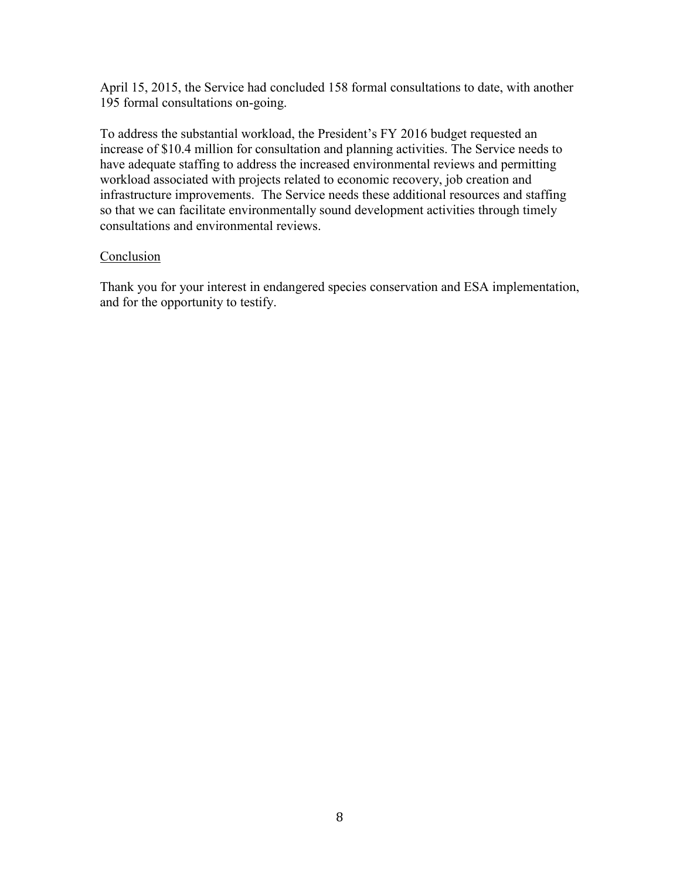April 15, 2015, the Service had concluded 158 formal consultations to date, with another 195 formal consultations on-going.

To address the substantial workload, the President's FY 2016 budget requested an increase of $10.4 million for consultation and planning activities. The Service needs to have adequate staffing to address the increased environmental reviews and permitting workload associated with projects related to economic recovery, job creation and infrastructure improvements. The Service needs these additional resources and staffing so that we can facilitate environmentally sound development activities through timely consultations and environmental reviews.

## Conclusion

Thank you for your interest in endangered species conservation and ESA implementation, and for the opportunity to testify.